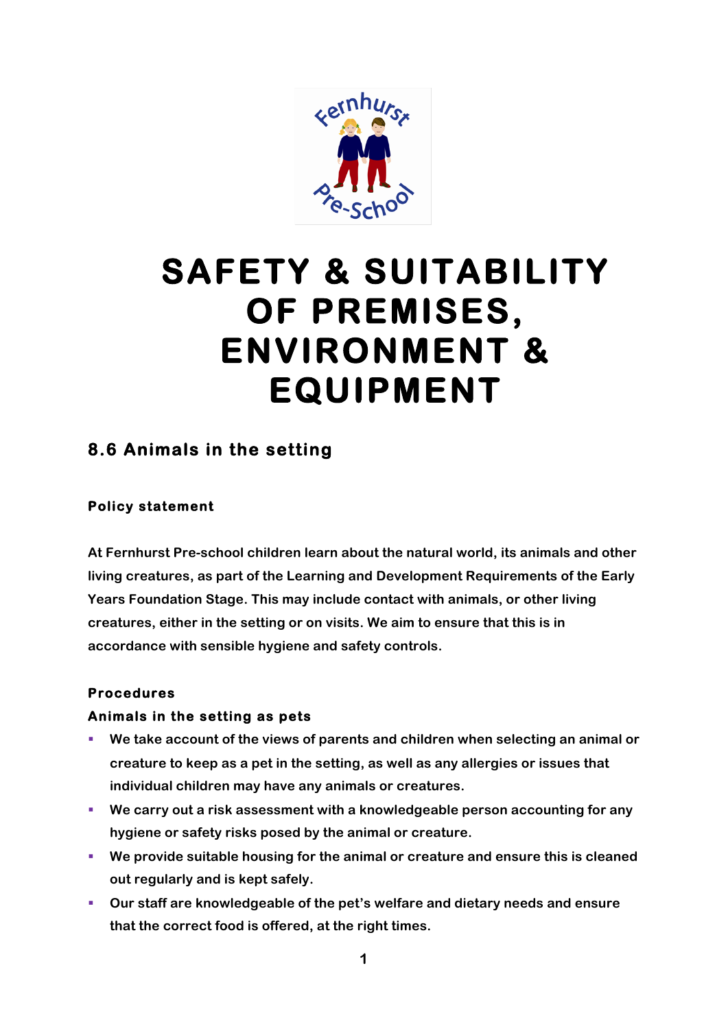# SAFETY & SUITABILITY OF PREMISES, ENVIRONMENT & EQUIPMENT

## 8.6 Animals in the setting

### Policy statement

At Fernhurst Pre-school children learn about the natural world, its animals and other living creatures, as part of the Learning and Development Requirements of the Early Years Foundation Stage. This may include contact with animals, or other living creatures, either in the setting or on visits. We aim to ensure that this is in accordance with sensible hygiene and safety controls.

### Procedures

**Animals in the setting as pets**

- We take account of the views of parents and children when selecting an animal or creature to keep as a pet in the setting, as well as any allergies or issues that individual children may have any animals or creatures.
- We carry out a risk assessment with a knowledgeable person accounting for any hygiene or safety risks posed by the animal or creature.
- We provide suitable housing for the animal or creature and ensure this is cleaned out regularly and is kept safely.
- Our staff are knowledgeable of the pet's welfare and dietary needs and ensure that the correct food is offered, at the right times.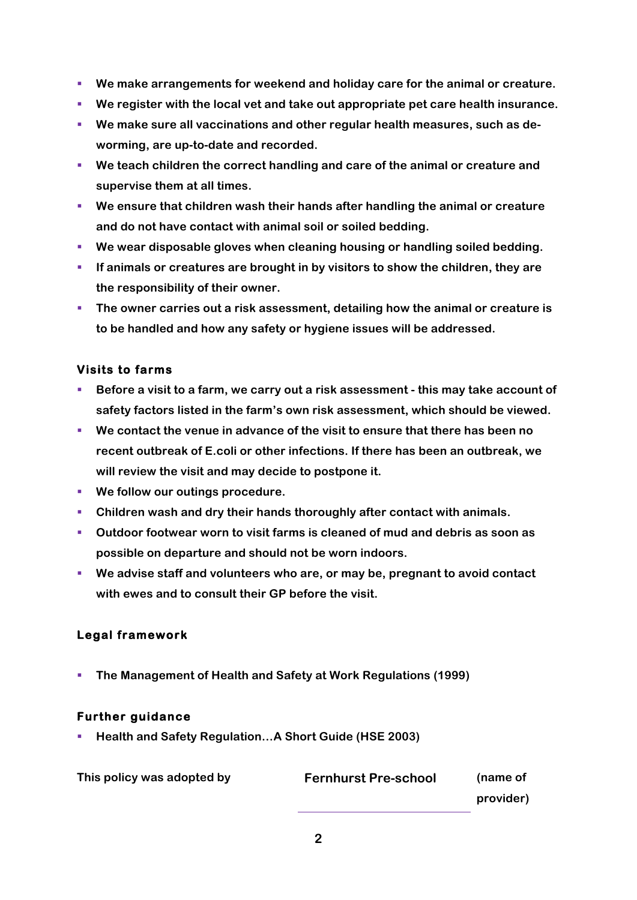- **We make arrangements for weekend and holiday care for the animal or creature.**
- **We register with the local vet and take out appropriate pet care health insurance.**
- **We make sure all vaccinations and other regular health measures, such as de-worming, are up-to-date and recorded.**
- **We teach children the correct handling and care of the animal or creature and supervise them at all times.**
- **We ensure that children wash their hands after handling the animal or creature and do not have contact with animal soil or soiled bedding.**
- **We wear disposable gloves when cleaning housing or handling soiled bedding.**
- **If animals or creatures are brought in by visitors to show the children, they are the responsibility of their owner.**
- **The owner carries out a risk assessment, detailing how the animal or creature is to be handled and how any safety or hygiene issues will be addressed.**

### Visits to farms

- **Before a visit to a farm, we carry out a risk assessment - this may take account of safety factors listed in the farm's own risk assessment, which should be viewed.**
- **We contact the venue in advance of the visit to ensure that there has been no recent outbreak of E.coli or other infections. If there has been an outbreak, we will review the visit and may decide to postpone it.**
- **We follow our outings procedure.**
- **Children wash and dry their hands thoroughly after contact with animals.**
- **Outdoor footwear worn to visit farms is cleaned of mud and debris as soon as possible on departure and should not be worn indoors.**
- **We advise staff and volunteers who are, or may be, pregnant to avoid contact with ewes and to consult their GP before the visit.**

### Legal framework

- **The Management of Health and Safety at Work Regulations (1999)**

### Further guidance

- **Health and Safety Regulation…A Short Guide (HSE 2003)**

| **This policy was adopted by** | **Fernhurst Pre-school** | **(name of provider)** |
|---|---|---|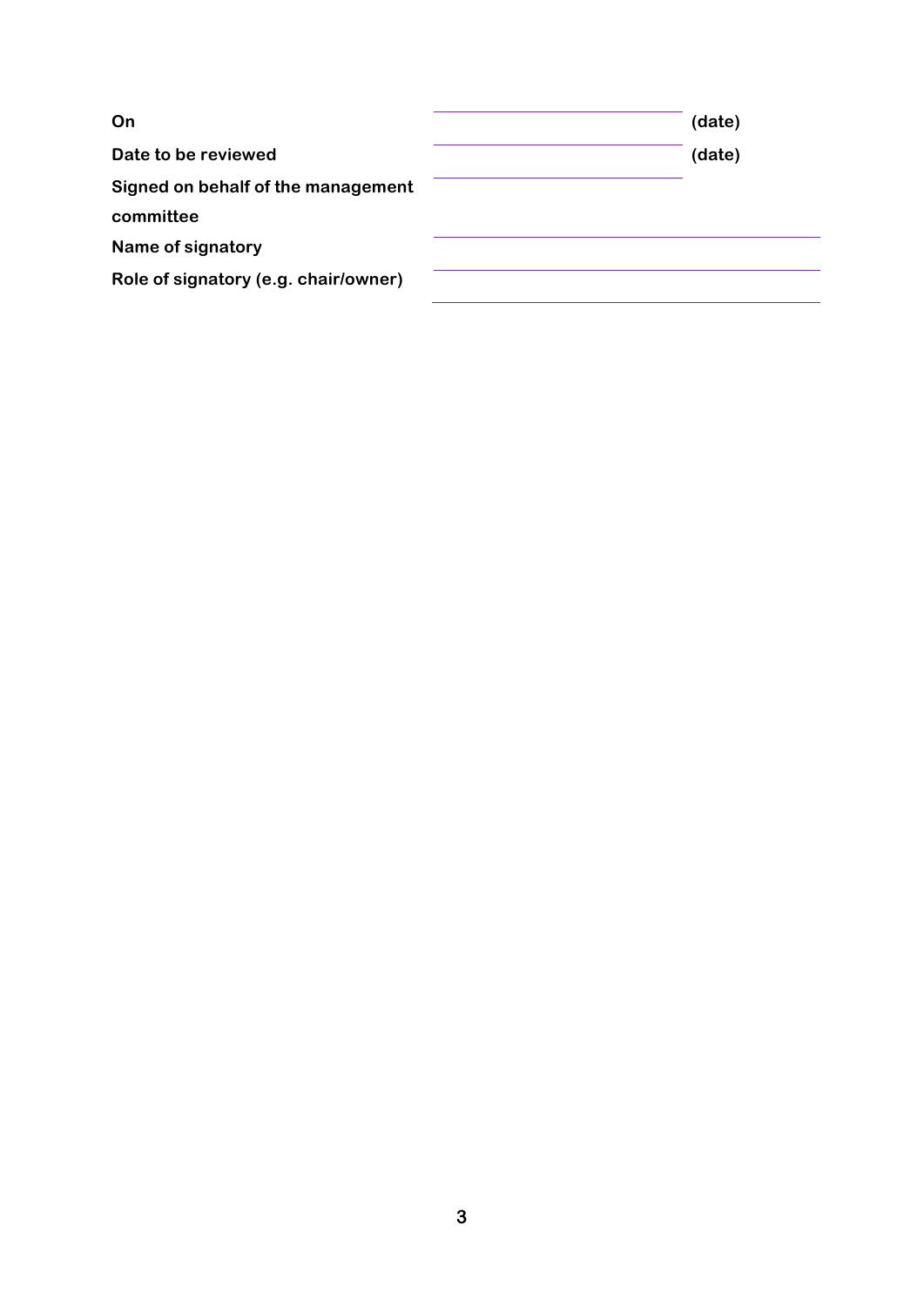| | | |
|---|---|---|
| **On** | | **(date)** |
| **Date to be reviewed** | | **(date)** |
| **Signed on behalf of the management committee** | | |
| **Name of signatory** | | |
| **Role of signatory (e.g. chair/owner)** | | |